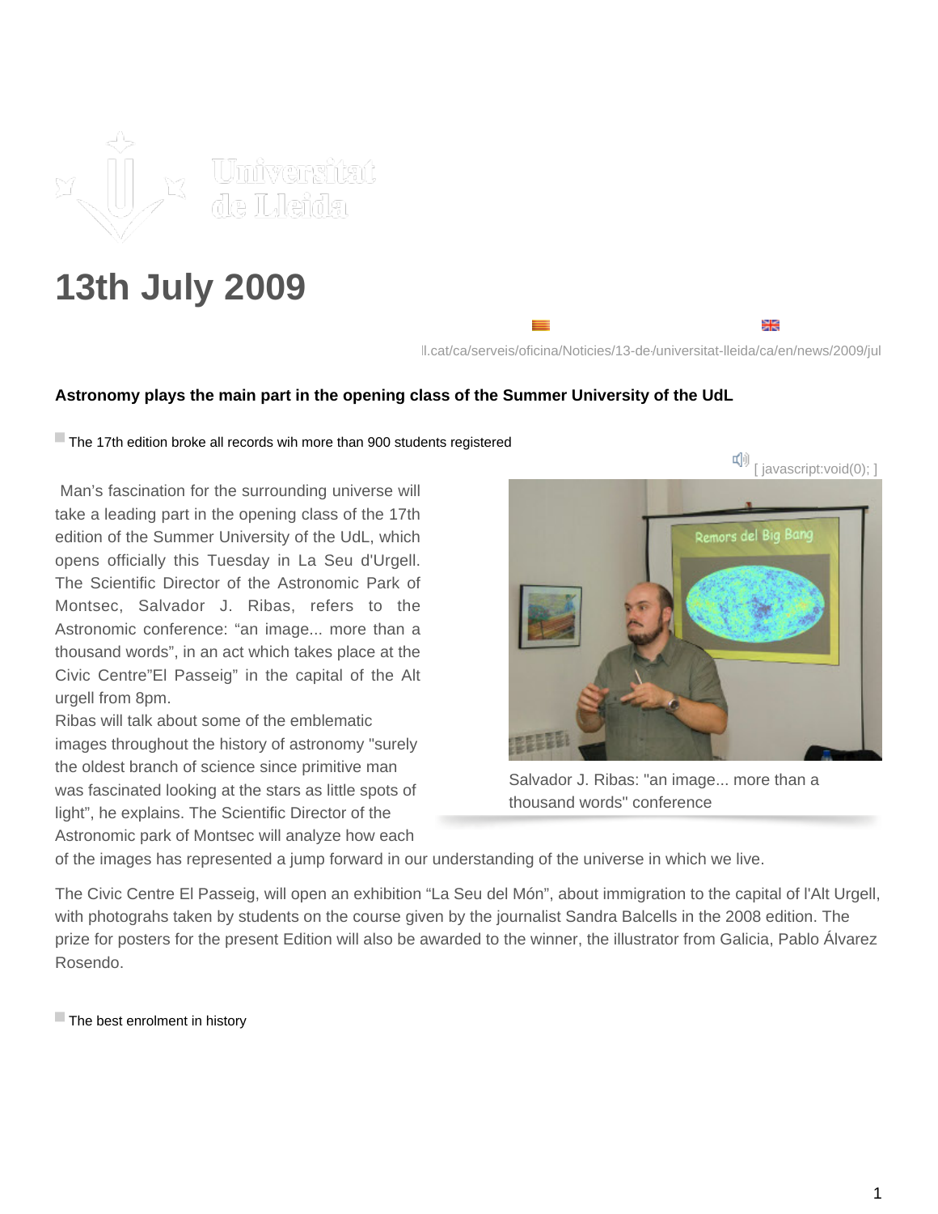# 13th July 2009

ll.cat/ca/serveis/oficina/Noticies/13-de-/universitat-lleida/ca/en/news/2009/jul

**Astronomy plays the main part in the opening class of the Summer University of the UdL**

The 17th edition broke all records wih more than 900 students registered

[ javascript:void(0); ]

Man's fascination for the surrounding universe will take a leading part in the opening class of the 17th edition of the Summer University of the UdL, which opens officially this Tuesday in La Seu d'Urgell. The Scientific Director of the Astronomic Park of Montsec, Salvador J. Ribas, refers to the Astronomic conference: "an image... more than a thousand words", in an act which takes place at the Civic Centre"El Passeig" in the capital of the Alt urgell from 8pm.

Ribas will talk about some of the emblematic images throughout the history of astronomy "surely the oldest branch of science since primitive man was fascinated looking at the stars as little spots of light", he explains. The Scientific Director of the Astronomic park of Montsec will analyze how each of the images has represented a jump forward in our understanding of the universe in which we live.

Salvador J. Ribas: "an image... more than a thousand words" conference

The Civic Centre El Passeig, will open an exhibition "La Seu del Món", about immigration to the capital of l'Alt Urgell, with photograhs taken by students on the course given by the journalist Sandra Balcells in the 2008 edition. The prize for posters for the present Edition will also be awarded to the winner, the illustrator from Galicia, Pablo Álvarez Rosendo.

The best enrolment in history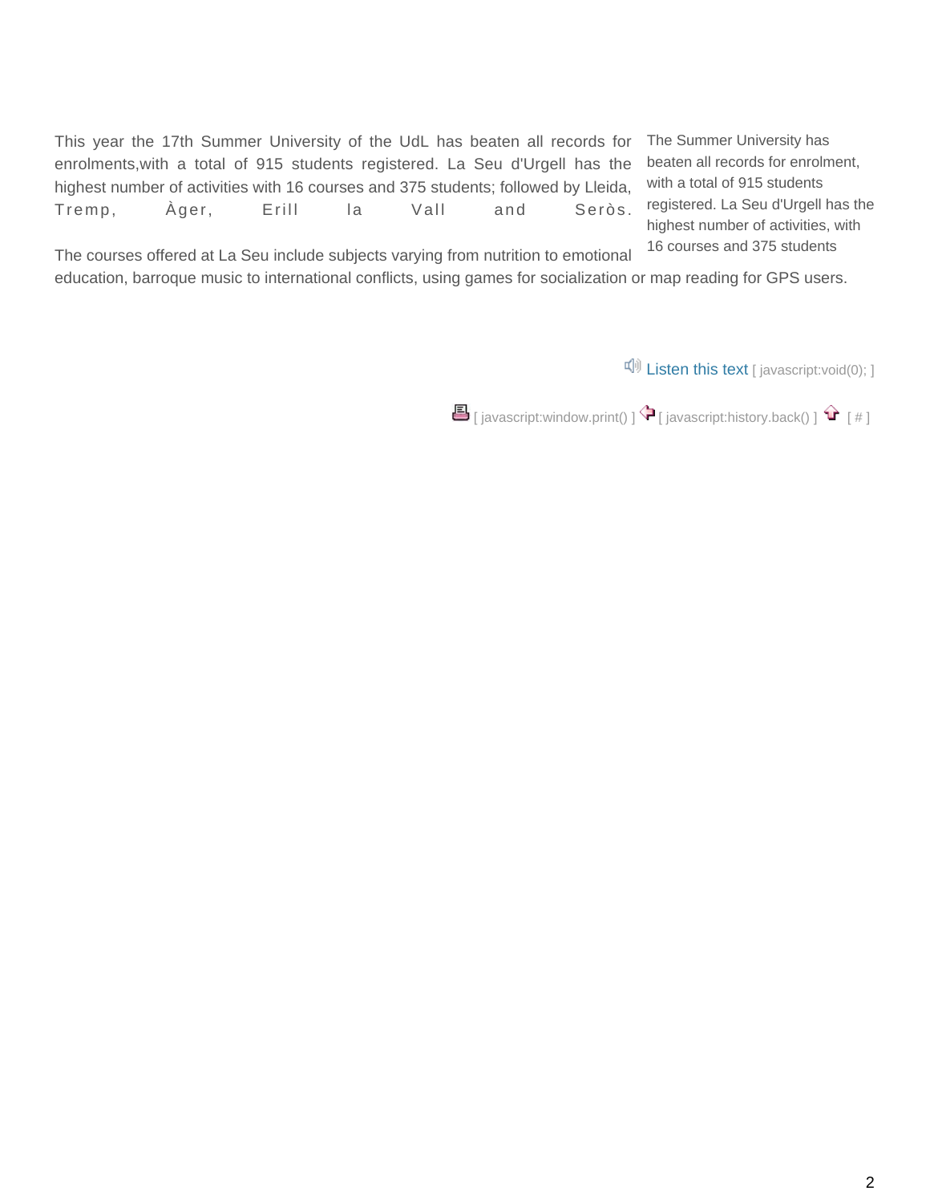This year the 17th Summer University of the UdL has beaten all records for enrolments,with a total of 915 students registered. La Seu d'Urgell has the highest number of activities with 16 courses and 375 students; followed by Lleida, Tremp, Àger, Erill la Vall and Seròs.

> The Summer University has beaten all records for enrolment, with a total of 915 students registered. La Seu d'Urgell has the highest number of activities, with 16 courses and 375 students

The courses offered at La Seu include subjects varying from nutrition to emotional education, barroque music to international conflicts, using games for socialization or map reading for GPS users.

Listen this text [ javascript:void(0); ]

[ javascript:window.print() ] [ javascript:history.back() ] [ # ]